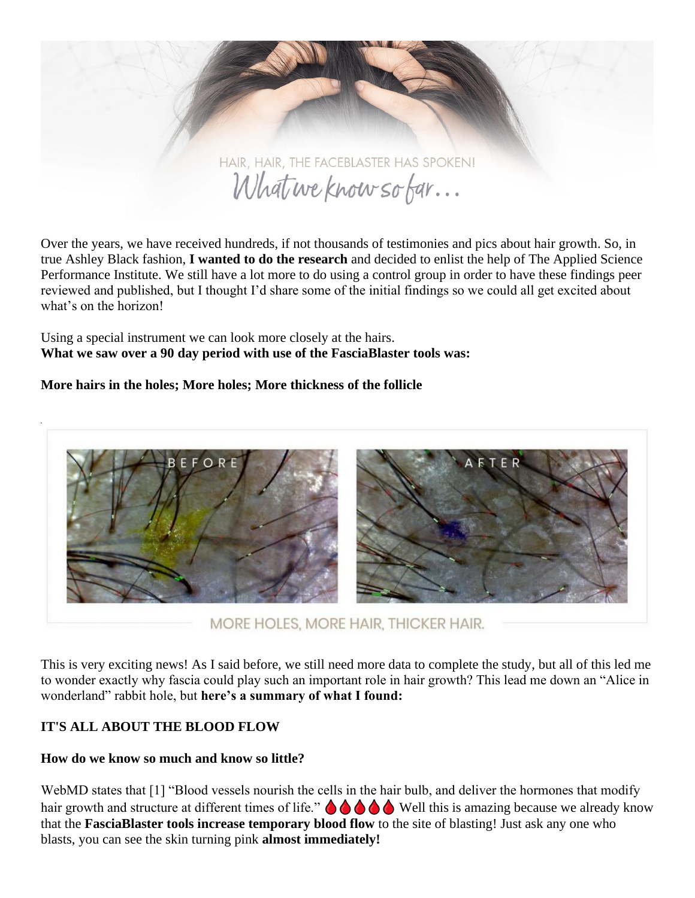HAIR, HAIR, THE FACEBLASTER HAS SPOKEN!

*What we know so far…*

Over the years, we have received hundreds, if not thousands of testimonies and pics about hair growth. So, in true Ashley Black fashion, **I wanted to do the research** and decided to enlist the help of The Applied Science Performance Institute. We still have a lot more to do using a control group in order to have these findings peer reviewed and published, but I thought I'd share some of the initial findings so we could all get excited about what's on the horizon!

Using a special instrument we can look more closely at the hairs.
**What we saw over a 90 day period with use of the FasciaBlaster tools was:**

**More hairs in the holes; More holes; More thickness of the follicle**

BEFORE AFTER

MORE HOLES, MORE HAIR, THICKER HAIR.

This is very exciting news! As I said before, we still need more data to complete the study, but all of this led me to wonder exactly why fascia could play such an important role in hair growth? This lead me down an "Alice in wonderland" rabbit hole, but **here's a summary of what I found:**

**IT'S ALL ABOUT THE BLOOD FLOW**

**How do we know so much and know so little?**

WebMD states that [1] "Blood vessels nourish the cells in the hair bulb, and deliver the hormones that modify hair growth and structure at different times of life." 🩸🩸🩸🩸🩸 Well this is amazing because we already know that the **FasciaBlaster tools increase temporary blood flow** to the site of blasting! Just ask any one who blasts, you can see the skin turning pink **almost immediately!**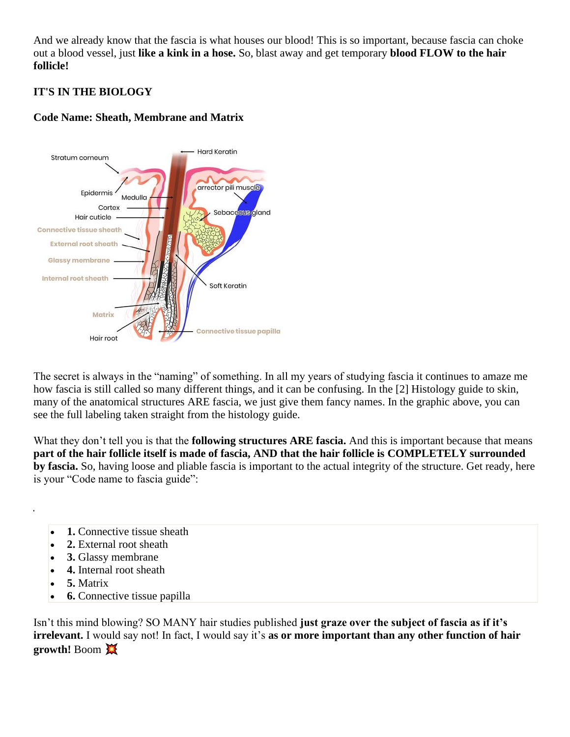And we already know that the fascia is what houses our blood! This is so important, because fascia can choke out a blood vessel, just **like a kink in a hose.** So, blast away and get temporary **blood FLOW to the hair follicle!**

**IT'S IN THE BIOLOGY**

**Code Name: Sheath, Membrane and Matrix**

The secret is always in the "naming" of something. In all my years of studying fascia it continues to amaze me how fascia is still called so many different things, and it can be confusing. In the [2] Histology guide to skin, many of the anatomical structures ARE fascia, we just give them fancy names. In the graphic above, you can see the full labeling taken straight from the histology guide.

What they don't tell you is that the **following structures ARE fascia.** And this is important because that means **part of the hair follicle itself is made of fascia, AND that the hair follicle is COMPLETELY surrounded by fascia.** So, having loose and pliable fascia is important to the actual integrity of the structure. Get ready, here is your "Code name to fascia guide":

- **1.** Connective tissue sheath
- **2.** External root sheath
- **3.** Glassy membrane
- **4.** Internal root sheath
- **5.** Matrix
- **6.** Connective tissue papilla

Isn't this mind blowing? SO MANY hair studies published **just graze over the subject of fascia as if it's irrelevant.** I would say not! In fact, I would say it's **as or more important than any other function of hair growth!** Boom 💥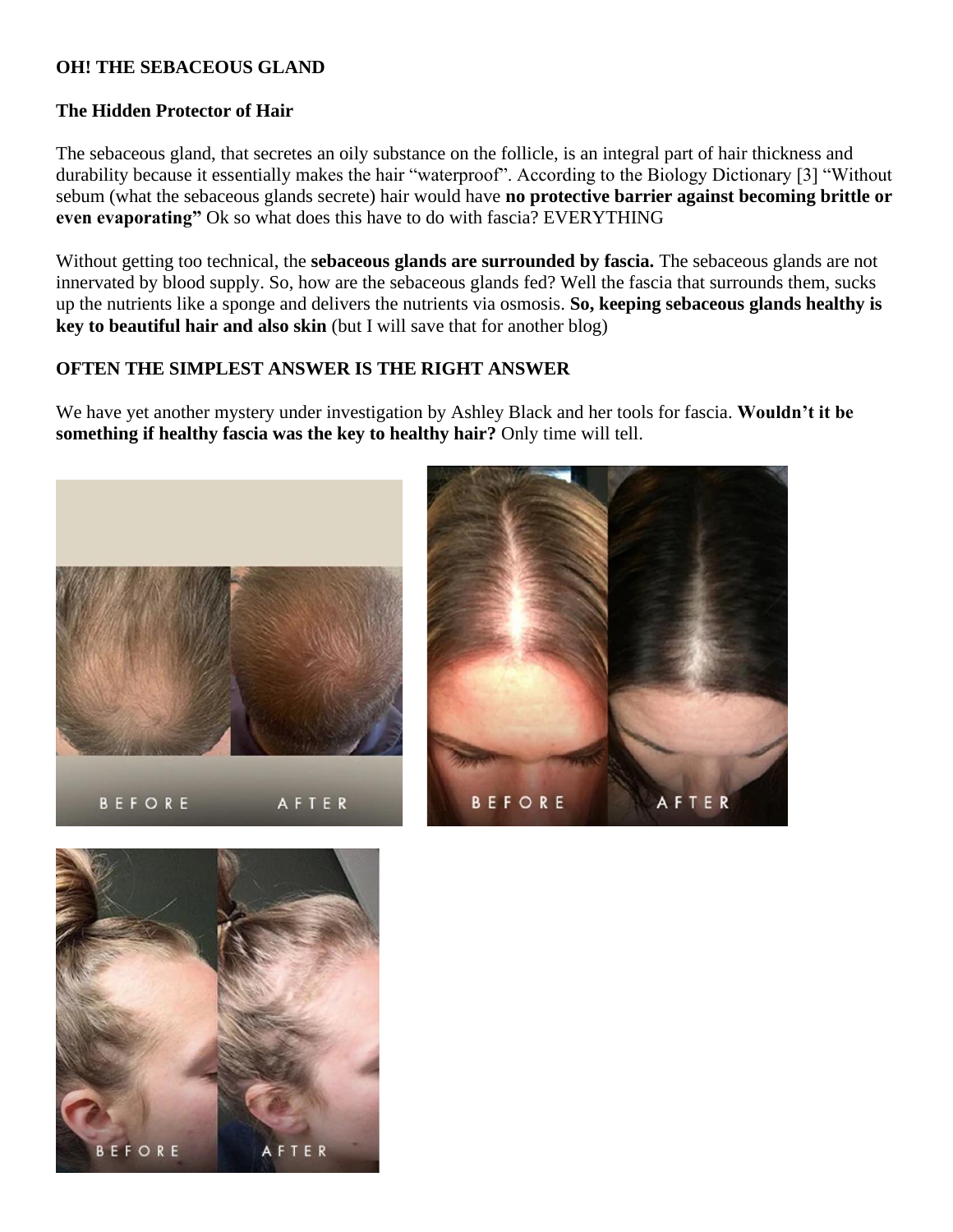**OH! THE SEBACEOUS GLAND**

**The Hidden Protector of Hair**

The sebaceous gland, that secretes an oily substance on the follicle, is an integral part of hair thickness and durability because it essentially makes the hair "waterproof". According to the Biology Dictionary [3] "Without sebum (what the sebaceous glands secrete) hair would have **no protective barrier against becoming brittle or even evaporating"** Ok so what does this have to do with fascia? EVERYTHING

Without getting too technical, the **sebaceous glands are surrounded by fascia.** The sebaceous glands are not innervated by blood supply. So, how are the sebaceous glands fed? Well the fascia that surrounds them, sucks up the nutrients like a sponge and delivers the nutrients via osmosis. **So, keeping sebaceous glands healthy is key to beautiful hair and also skin** (but I will save that for another blog)

**OFTEN THE SIMPLEST ANSWER IS THE RIGHT ANSWER**

We have yet another mystery under investigation by Ashley Black and her tools for fascia. **Wouldn't it be something if healthy fascia was the key to healthy hair?** Only time will tell.